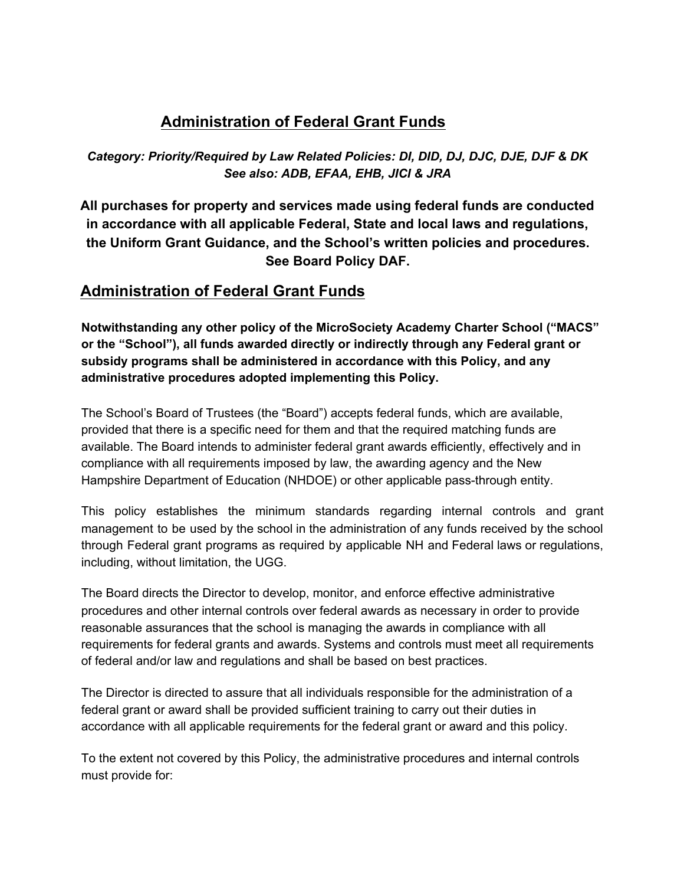## Administration of Federal Grant Funds

***Category: Priority/Required by Law Related Policies: DI, DID, DJ, DJC, DJE, DJF & DK***
***See also: ADB, EFAA, EHB, JICI & JRA***

**All purchases for property and services made using federal funds are conducted in accordance with all applicable Federal, State and local laws and regulations, the Uniform Grant Guidance, and the School's written policies and procedures. See Board Policy DAF.**

## Administration of Federal Grant Funds

**Notwithstanding any other policy of the MicroSociety Academy Charter School ("MACS" or the "School"), all funds awarded directly or indirectly through any Federal grant or subsidy programs shall be administered in accordance with this Policy, and any administrative procedures adopted implementing this Policy.**

The School's Board of Trustees (the "Board") accepts federal funds, which are available, provided that there is a specific need for them and that the required matching funds are available. The Board intends to administer federal grant awards efficiently, effectively and in compliance with all requirements imposed by law, the awarding agency and the New Hampshire Department of Education (NHDOE) or other applicable pass-through entity.

This policy establishes the minimum standards regarding internal controls and grant management to be used by the school in the administration of any funds received by the school through Federal grant programs as required by applicable NH and Federal laws or regulations, including, without limitation, the UGG.

The Board directs the Director to develop, monitor, and enforce effective administrative procedures and other internal controls over federal awards as necessary in order to provide reasonable assurances that the school is managing the awards in compliance with all requirements for federal grants and awards. Systems and controls must meet all requirements of federal and/or law and regulations and shall be based on best practices.

The Director is directed to assure that all individuals responsible for the administration of a federal grant or award shall be provided sufficient training to carry out their duties in accordance with all applicable requirements for the federal grant or award and this policy.

To the extent not covered by this Policy, the administrative procedures and internal controls must provide for: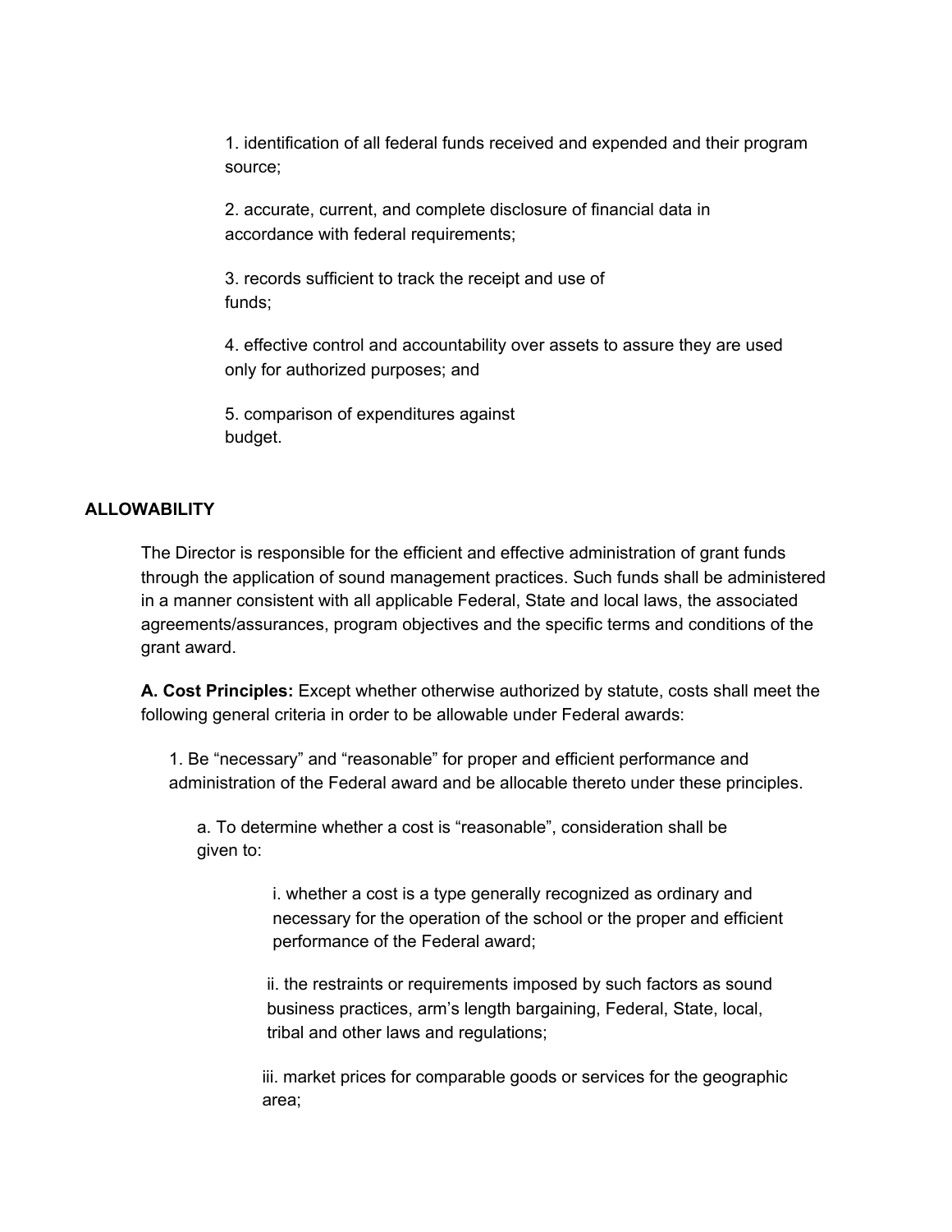1. identification of all federal funds received and expended and their program source;

2. accurate, current, and complete disclosure of financial data in accordance with federal requirements;

3. records sufficient to track the receipt and use of funds;

4. effective control and accountability over assets to assure they are used only for authorized purposes; and

5. comparison of expenditures against budget.

**ALLOWABILITY**

The Director is responsible for the efficient and effective administration of grant funds through the application of sound management practices. Such funds shall be administered in a manner consistent with all applicable Federal, State and local laws, the associated agreements/assurances, program objectives and the specific terms and conditions of the grant award.

**A. Cost Principles:** Except whether otherwise authorized by statute, costs shall meet the following general criteria in order to be allowable under Federal awards:

1. Be "necessary" and "reasonable" for proper and efficient performance and administration of the Federal award and be allocable thereto under these principles.

a. To determine whether a cost is "reasonable", consideration shall be given to:

i. whether a cost is a type generally recognized as ordinary and necessary for the operation of the school or the proper and efficient performance of the Federal award;

ii. the restraints or requirements imposed by such factors as sound business practices, arm's length bargaining, Federal, State, local, tribal and other laws and regulations;

iii. market prices for comparable goods or services for the geographic area;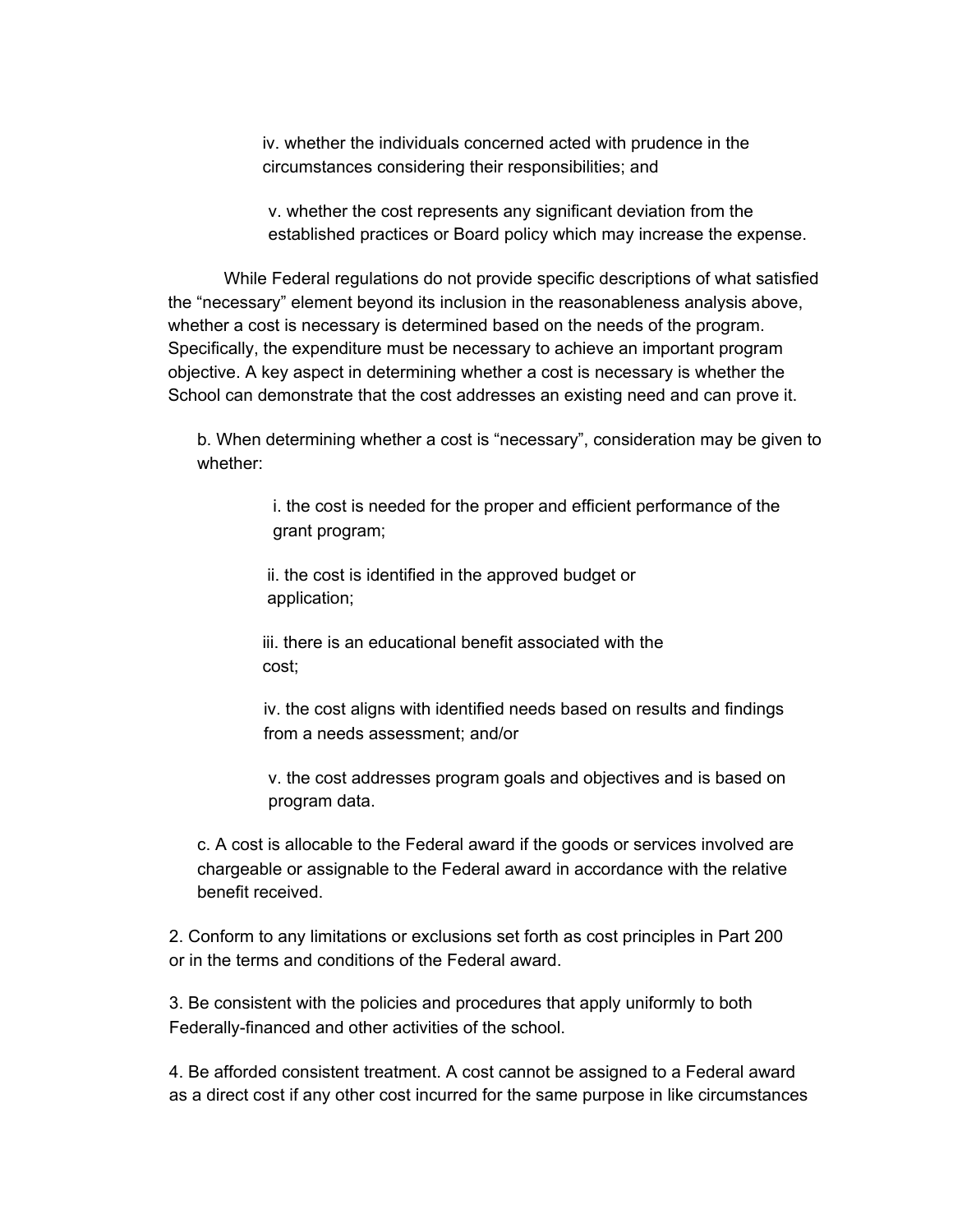iv. whether the individuals concerned acted with prudence in the circumstances considering their responsibilities; and

v. whether the cost represents any significant deviation from the established practices or Board policy which may increase the expense.

While Federal regulations do not provide specific descriptions of what satisfied the "necessary" element beyond its inclusion in the reasonableness analysis above, whether a cost is necessary is determined based on the needs of the program. Specifically, the expenditure must be necessary to achieve an important program objective. A key aspect in determining whether a cost is necessary is whether the School can demonstrate that the cost addresses an existing need and can prove it.

b. When determining whether a cost is "necessary", consideration may be given to whether:

i. the cost is needed for the proper and efficient performance of the grant program;

ii. the cost is identified in the approved budget or application;

iii. there is an educational benefit associated with the cost;

iv. the cost aligns with identified needs based on results and findings from a needs assessment; and/or

v. the cost addresses program goals and objectives and is based on program data.

c. A cost is allocable to the Federal award if the goods or services involved are chargeable or assignable to the Federal award in accordance with the relative benefit received.

2. Conform to any limitations or exclusions set forth as cost principles in Part 200 or in the terms and conditions of the Federal award.

3. Be consistent with the policies and procedures that apply uniformly to both Federally-financed and other activities of the school.

4. Be afforded consistent treatment. A cost cannot be assigned to a Federal award as a direct cost if any other cost incurred for the same purpose in like circumstances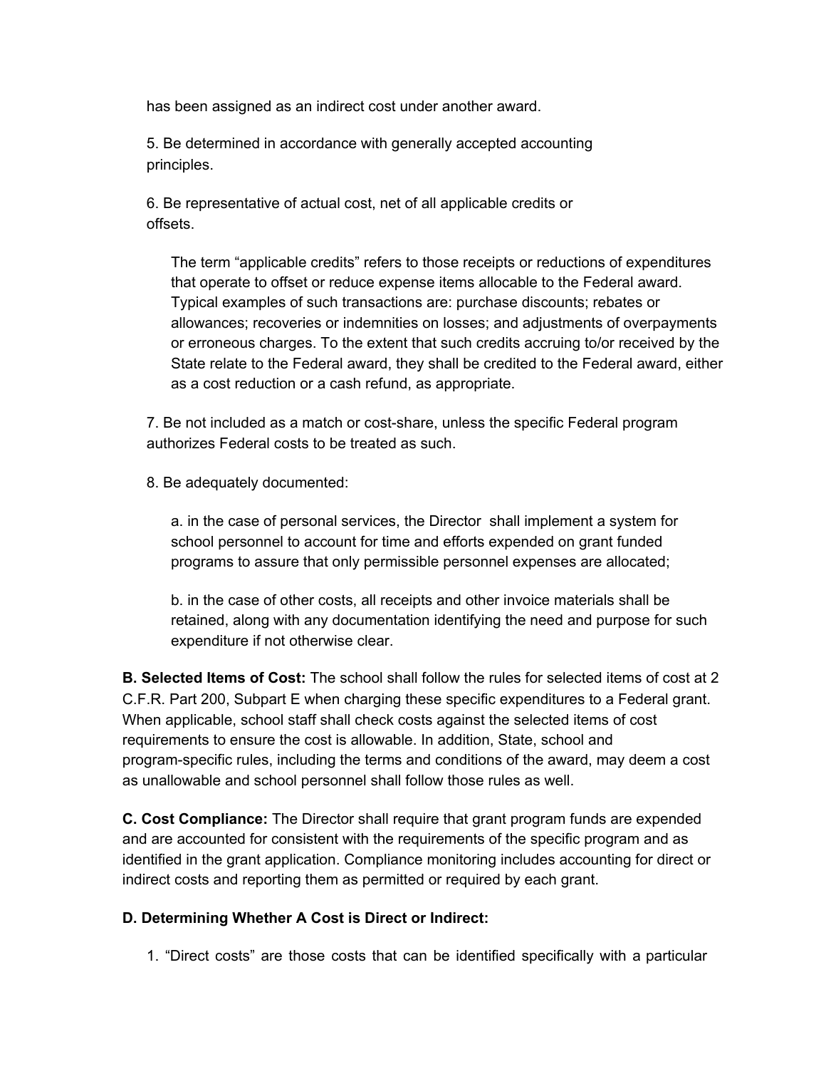has been assigned as an indirect cost under another award.

5. Be determined in accordance with generally accepted accounting principles.

6. Be representative of actual cost, net of all applicable credits or offsets.

   The term "applicable credits" refers to those receipts or reductions of expenditures that operate to offset or reduce expense items allocable to the Federal award. Typical examples of such transactions are: purchase discounts; rebates or allowances; recoveries or indemnities on losses; and adjustments of overpayments or erroneous charges. To the extent that such credits accruing to/or received by the State relate to the Federal award, they shall be credited to the Federal award, either as a cost reduction or a cash refund, as appropriate.

7. Be not included as a match or cost-share, unless the specific Federal program authorizes Federal costs to be treated as such.

8. Be adequately documented:

   a. in the case of personal services, the Director shall implement a system for school personnel to account for time and efforts expended on grant funded programs to assure that only permissible personnel expenses are allocated;

   b. in the case of other costs, all receipts and other invoice materials shall be retained, along with any documentation identifying the need and purpose for such expenditure if not otherwise clear.

**B. Selected Items of Cost:** The school shall follow the rules for selected items of cost at 2 C.F.R. Part 200, Subpart E when charging these specific expenditures to a Federal grant. When applicable, school staff shall check costs against the selected items of cost requirements to ensure the cost is allowable. In addition, State, school and program-specific rules, including the terms and conditions of the award, may deem a cost as unallowable and school personnel shall follow those rules as well.

**C. Cost Compliance:** The Director shall require that grant program funds are expended and are accounted for consistent with the requirements of the specific program and as identified in the grant application. Compliance monitoring includes accounting for direct or indirect costs and reporting them as permitted or required by each grant.

**D. Determining Whether A Cost is Direct or Indirect:**

1. "Direct costs" are those costs that can be identified specifically with a particular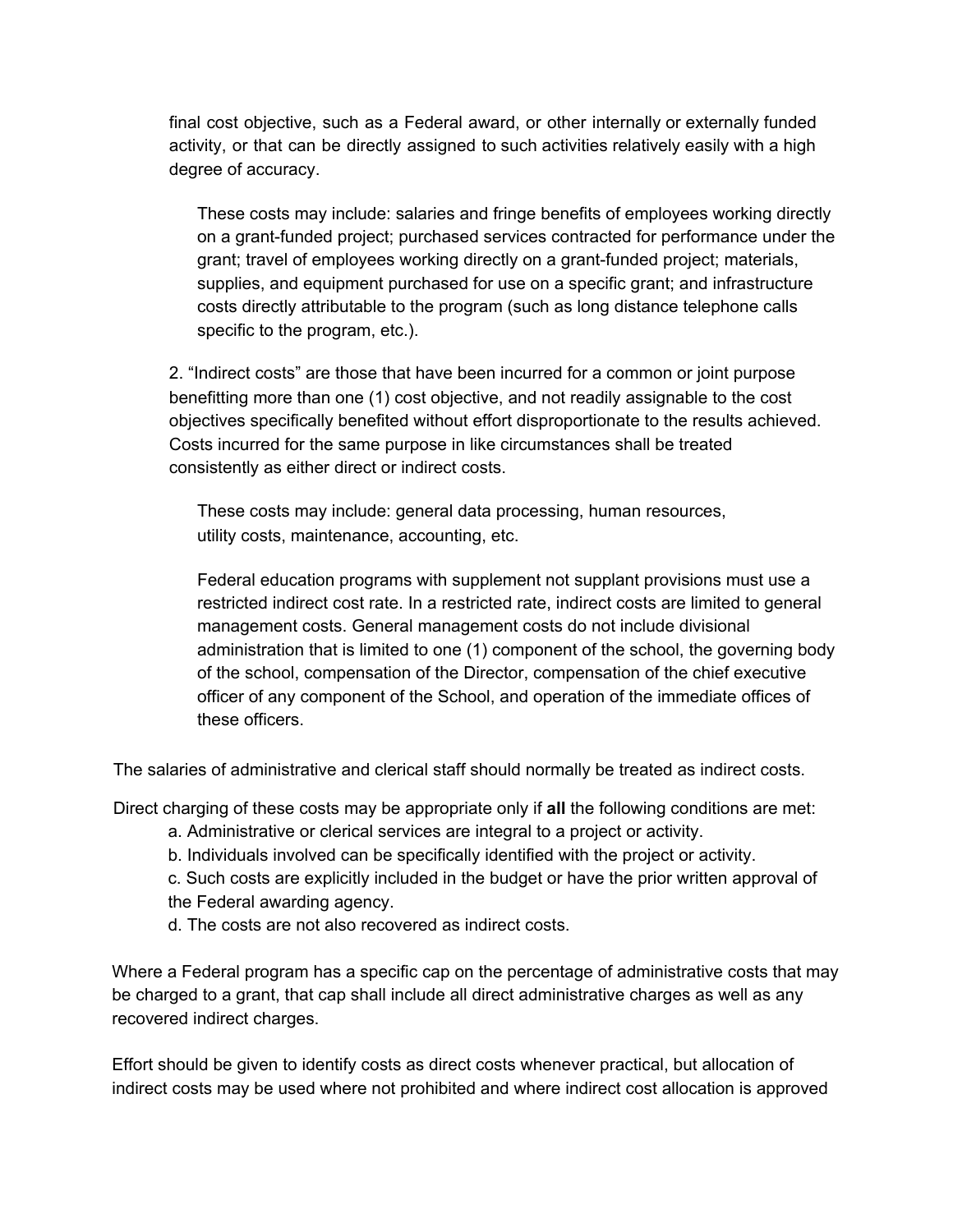final cost objective, such as a Federal award, or other internally or externally funded activity, or that can be directly assigned to such activities relatively easily with a high degree of accuracy.

These costs may include: salaries and fringe benefits of employees working directly on a grant-funded project; purchased services contracted for performance under the grant; travel of employees working directly on a grant-funded project; materials, supplies, and equipment purchased for use on a specific grant; and infrastructure costs directly attributable to the program (such as long distance telephone calls specific to the program, etc.).

2. “Indirect costs” are those that have been incurred for a common or joint purpose benefitting more than one (1) cost objective, and not readily assignable to the cost objectives specifically benefited without effort disproportionate to the results achieved. Costs incurred for the same purpose in like circumstances shall be treated consistently as either direct or indirect costs.

These costs may include: general data processing, human resources, utility costs, maintenance, accounting, etc.

Federal education programs with supplement not supplant provisions must use a restricted indirect cost rate. In a restricted rate, indirect costs are limited to general management costs. General management costs do not include divisional administration that is limited to one (1) component of the school, the governing body of the school, compensation of the Director, compensation of the chief executive officer of any component of the School, and operation of the immediate offices of these officers.

The salaries of administrative and clerical staff should normally be treated as indirect costs.

Direct charging of these costs may be appropriate only if **all** the following conditions are met:

a. Administrative or clerical services are integral to a project or activity.
b. Individuals involved can be specifically identified with the project or activity.
c. Such costs are explicitly included in the budget or have the prior written approval of the Federal awarding agency.
d. The costs are not also recovered as indirect costs.

Where a Federal program has a specific cap on the percentage of administrative costs that may be charged to a grant, that cap shall include all direct administrative charges as well as any recovered indirect charges.

Effort should be given to identify costs as direct costs whenever practical, but allocation of indirect costs may be used where not prohibited and where indirect cost allocation is approved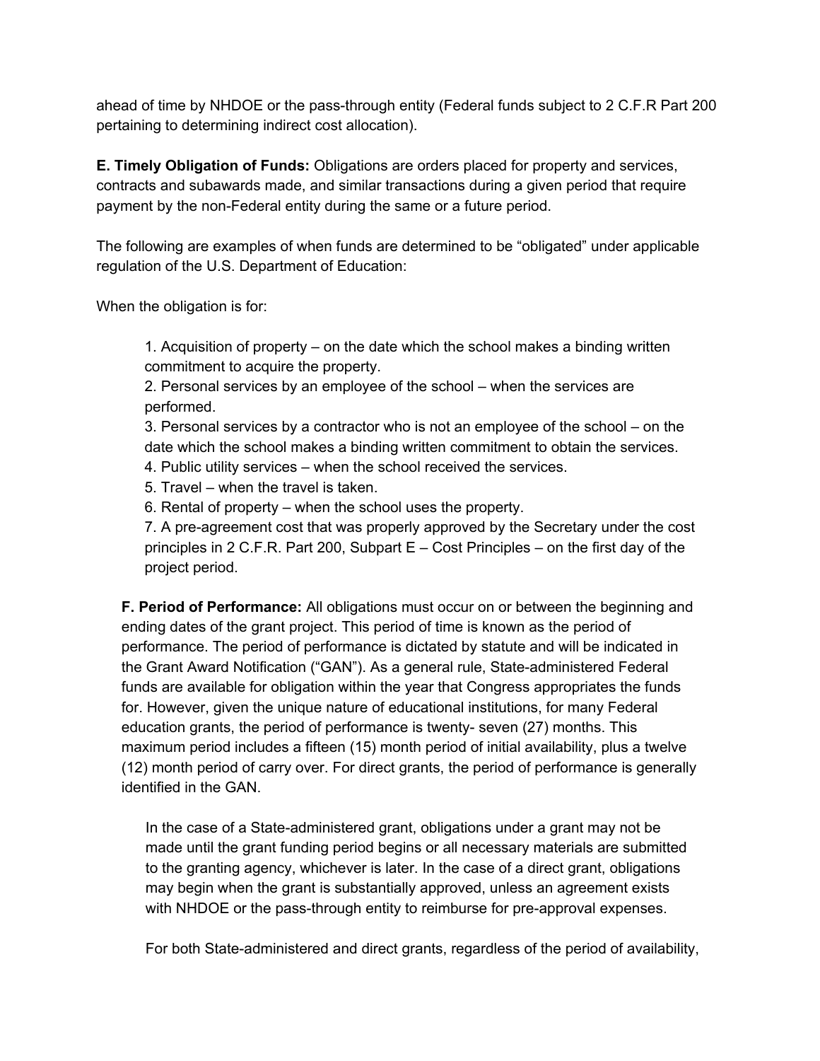ahead of time by NHDOE or the pass-through entity (Federal funds subject to 2 C.F.R Part 200 pertaining to determining indirect cost allocation).

**E. Timely Obligation of Funds:** Obligations are orders placed for property and services, contracts and subawards made, and similar transactions during a given period that require payment by the non-Federal entity during the same or a future period.

The following are examples of when funds are determined to be "obligated" under applicable regulation of the U.S. Department of Education:

When the obligation is for:

1. Acquisition of property – on the date which the school makes a binding written commitment to acquire the property.
2. Personal services by an employee of the school – when the services are performed.
3. Personal services by a contractor who is not an employee of the school – on the date which the school makes a binding written commitment to obtain the services.
4. Public utility services – when the school received the services.
5. Travel – when the travel is taken.
6. Rental of property – when the school uses the property.
7. A pre-agreement cost that was properly approved by the Secretary under the cost principles in 2 C.F.R. Part 200, Subpart E – Cost Principles – on the first day of the project period.

**F. Period of Performance:** All obligations must occur on or between the beginning and ending dates of the grant project. This period of time is known as the period of performance. The period of performance is dictated by statute and will be indicated in the Grant Award Notification ("GAN"). As a general rule, State-administered Federal funds are available for obligation within the year that Congress appropriates the funds for. However, given the unique nature of educational institutions, for many Federal education grants, the period of performance is twenty- seven (27) months. This maximum period includes a fifteen (15) month period of initial availability, plus a twelve (12) month period of carry over. For direct grants, the period of performance is generally identified in the GAN.

In the case of a State-administered grant, obligations under a grant may not be made until the grant funding period begins or all necessary materials are submitted to the granting agency, whichever is later. In the case of a direct grant, obligations may begin when the grant is substantially approved, unless an agreement exists with NHDOE or the pass-through entity to reimburse for pre-approval expenses.

For both State-administered and direct grants, regardless of the period of availability,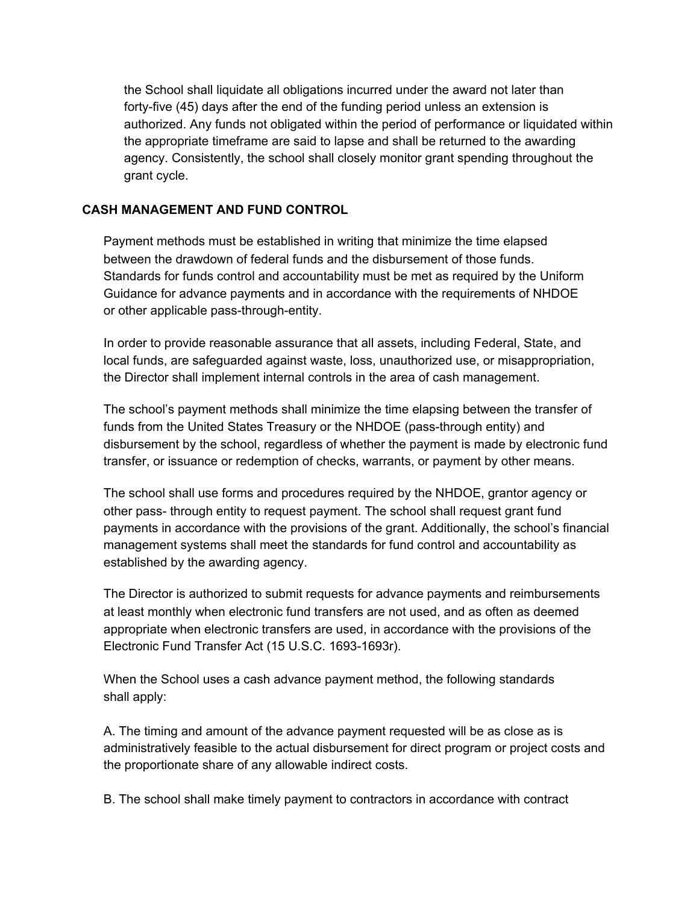the School shall liquidate all obligations incurred under the award not later than forty-five (45) days after the end of the funding period unless an extension is authorized. Any funds not obligated within the period of performance or liquidated within the appropriate timeframe are said to lapse and shall be returned to the awarding agency. Consistently, the school shall closely monitor grant spending throughout the grant cycle.

## CASH MANAGEMENT AND FUND CONTROL

Payment methods must be established in writing that minimize the time elapsed between the drawdown of federal funds and the disbursement of those funds. Standards for funds control and accountability must be met as required by the Uniform Guidance for advance payments and in accordance with the requirements of NHDOE or other applicable pass-through-entity.

In order to provide reasonable assurance that all assets, including Federal, State, and local funds, are safeguarded against waste, loss, unauthorized use, or misappropriation, the Director shall implement internal controls in the area of cash management.

The school's payment methods shall minimize the time elapsing between the transfer of funds from the United States Treasury or the NHDOE (pass-through entity) and disbursement by the school, regardless of whether the payment is made by electronic fund transfer, or issuance or redemption of checks, warrants, or payment by other means.

The school shall use forms and procedures required by the NHDOE, grantor agency or other pass- through entity to request payment. The school shall request grant fund payments in accordance with the provisions of the grant. Additionally, the school's financial management systems shall meet the standards for fund control and accountability as established by the awarding agency.

The Director is authorized to submit requests for advance payments and reimbursements at least monthly when electronic fund transfers are not used, and as often as deemed appropriate when electronic transfers are used, in accordance with the provisions of the Electronic Fund Transfer Act (15 U.S.C. 1693-1693r).

When the School uses a cash advance payment method, the following standards shall apply:

A. The timing and amount of the advance payment requested will be as close as is administratively feasible to the actual disbursement for direct program or project costs and the proportionate share of any allowable indirect costs.

B. The school shall make timely payment to contractors in accordance with contract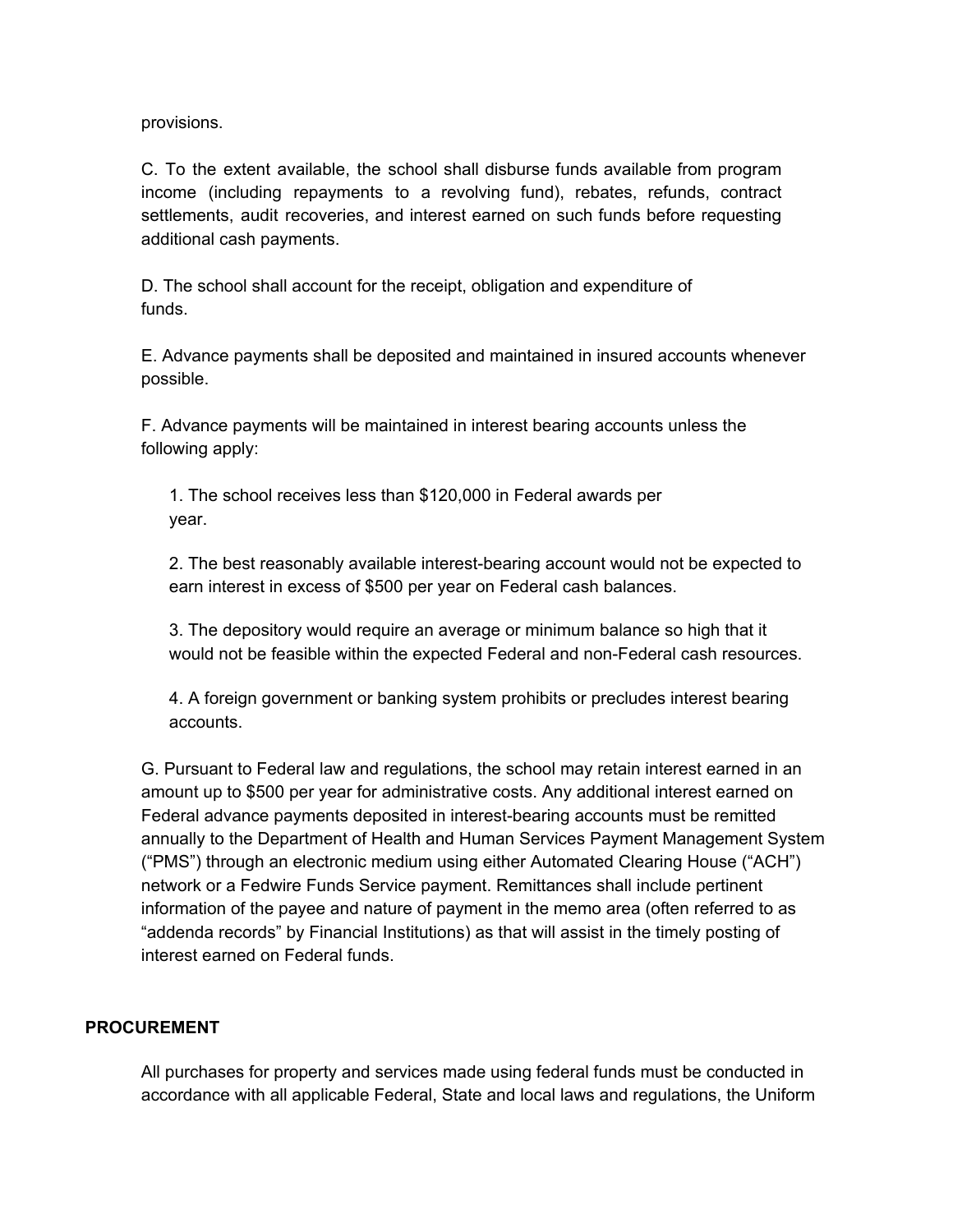provisions.

C. To the extent available, the school shall disburse funds available from program income (including repayments to a revolving fund), rebates, refunds, contract settlements, audit recoveries, and interest earned on such funds before requesting additional cash payments.

D. The school shall account for the receipt, obligation and expenditure of funds.

E. Advance payments shall be deposited and maintained in insured accounts whenever possible.

F. Advance payments will be maintained in interest bearing accounts unless the following apply:

1. The school receives less than $120,000 in Federal awards per year.

2. The best reasonably available interest-bearing account would not be expected to earn interest in excess of $500 per year on Federal cash balances.

3. The depository would require an average or minimum balance so high that it would not be feasible within the expected Federal and non-Federal cash resources.

4. A foreign government or banking system prohibits or precludes interest bearing accounts.

G. Pursuant to Federal law and regulations, the school may retain interest earned in an amount up to $500 per year for administrative costs. Any additional interest earned on Federal advance payments deposited in interest-bearing accounts must be remitted annually to the Department of Health and Human Services Payment Management System ("PMS") through an electronic medium using either Automated Clearing House ("ACH") network or a Fedwire Funds Service payment. Remittances shall include pertinent information of the payee and nature of payment in the memo area (often referred to as "addenda records" by Financial Institutions) as that will assist in the timely posting of interest earned on Federal funds.

## PROCUREMENT

All purchases for property and services made using federal funds must be conducted in accordance with all applicable Federal, State and local laws and regulations, the Uniform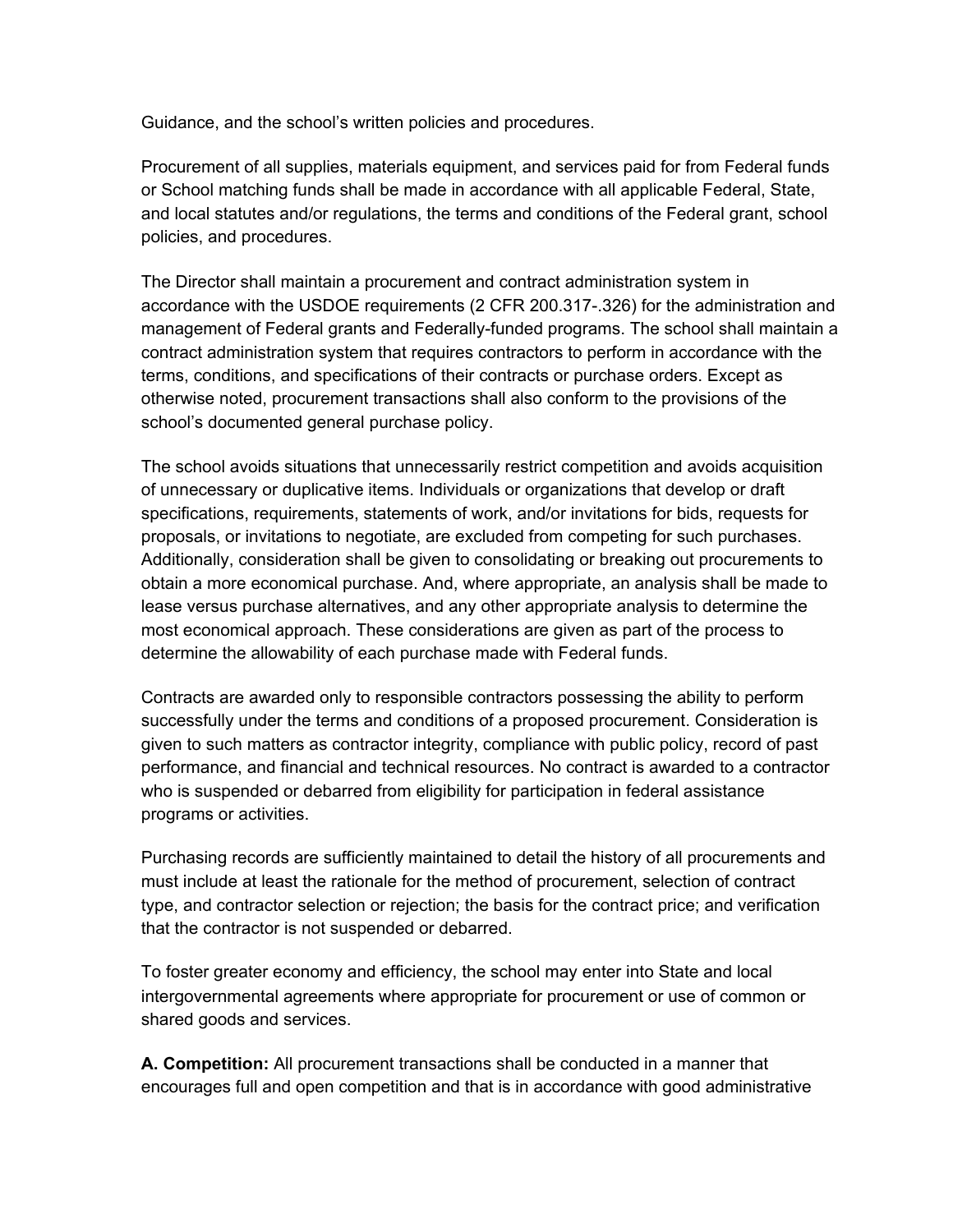Guidance, and the school's written policies and procedures.

Procurement of all supplies, materials equipment, and services paid for from Federal funds or School matching funds shall be made in accordance with all applicable Federal, State, and local statutes and/or regulations, the terms and conditions of the Federal grant, school policies, and procedures.

The Director shall maintain a procurement and contract administration system in accordance with the USDOE requirements (2 CFR 200.317-.326) for the administration and management of Federal grants and Federally-funded programs. The school shall maintain a contract administration system that requires contractors to perform in accordance with the terms, conditions, and specifications of their contracts or purchase orders. Except as otherwise noted, procurement transactions shall also conform to the provisions of the school's documented general purchase policy.

The school avoids situations that unnecessarily restrict competition and avoids acquisition of unnecessary or duplicative items. Individuals or organizations that develop or draft specifications, requirements, statements of work, and/or invitations for bids, requests for proposals, or invitations to negotiate, are excluded from competing for such purchases. Additionally, consideration shall be given to consolidating or breaking out procurements to obtain a more economical purchase. And, where appropriate, an analysis shall be made to lease versus purchase alternatives, and any other appropriate analysis to determine the most economical approach. These considerations are given as part of the process to determine the allowability of each purchase made with Federal funds.

Contracts are awarded only to responsible contractors possessing the ability to perform successfully under the terms and conditions of a proposed procurement. Consideration is given to such matters as contractor integrity, compliance with public policy, record of past performance, and financial and technical resources. No contract is awarded to a contractor who is suspended or debarred from eligibility for participation in federal assistance programs or activities.

Purchasing records are sufficiently maintained to detail the history of all procurements and must include at least the rationale for the method of procurement, selection of contract type, and contractor selection or rejection; the basis for the contract price; and verification that the contractor is not suspended or debarred.

To foster greater economy and efficiency, the school may enter into State and local intergovernmental agreements where appropriate for procurement or use of common or shared goods and services.

**A. Competition:** All procurement transactions shall be conducted in a manner that encourages full and open competition and that is in accordance with good administrative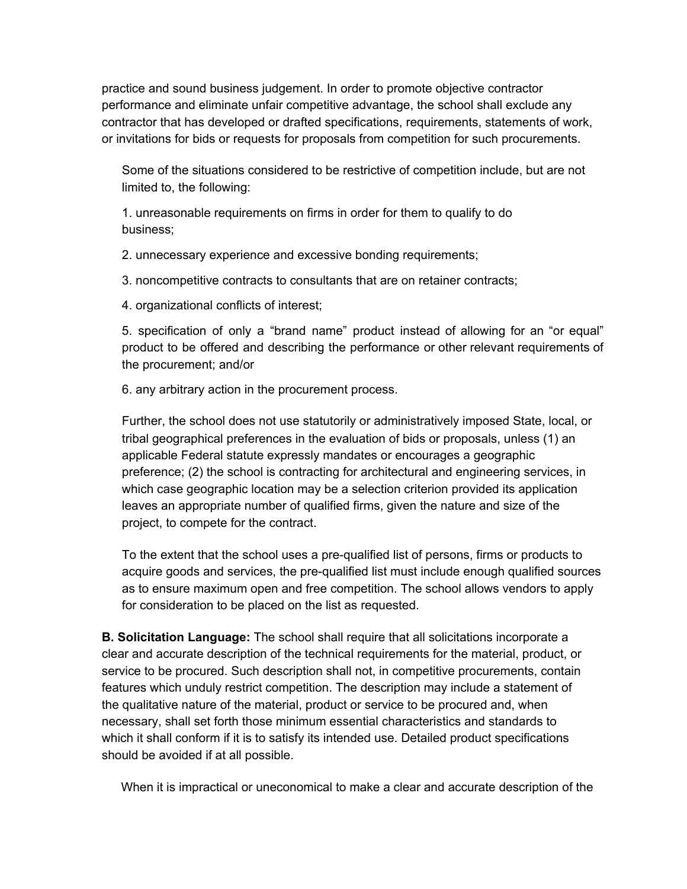practice and sound business judgement. In order to promote objective contractor performance and eliminate unfair competitive advantage, the school shall exclude any contractor that has developed or drafted specifications, requirements, statements of work, or invitations for bids or requests for proposals from competition for such procurements.

Some of the situations considered to be restrictive of competition include, but are not limited to, the following:

1. unreasonable requirements on firms in order for them to qualify to do business;

2. unnecessary experience and excessive bonding requirements;

3. noncompetitive contracts to consultants that are on retainer contracts;

4. organizational conflicts of interest;

5. specification of only a "brand name" product instead of allowing for an "or equal" product to be offered and describing the performance or other relevant requirements of the procurement; and/or

6. any arbitrary action in the procurement process.

Further, the school does not use statutorily or administratively imposed State, local, or tribal geographical preferences in the evaluation of bids or proposals, unless (1) an applicable Federal statute expressly mandates or encourages a geographic preference; (2) the school is contracting for architectural and engineering services, in which case geographic location may be a selection criterion provided its application leaves an appropriate number of qualified firms, given the nature and size of the project, to compete for the contract.

To the extent that the school uses a pre-qualified list of persons, firms or products to acquire goods and services, the pre-qualified list must include enough qualified sources as to ensure maximum open and free competition. The school allows vendors to apply for consideration to be placed on the list as requested.

**B. Solicitation Language:** The school shall require that all solicitations incorporate a clear and accurate description of the technical requirements for the material, product, or service to be procured. Such description shall not, in competitive procurements, contain features which unduly restrict competition. The description may include a statement of the qualitative nature of the material, product or service to be procured and, when necessary, shall set forth those minimum essential characteristics and standards to which it shall conform if it is to satisfy its intended use. Detailed product specifications should be avoided if at all possible.

When it is impractical or uneconomical to make a clear and accurate description of the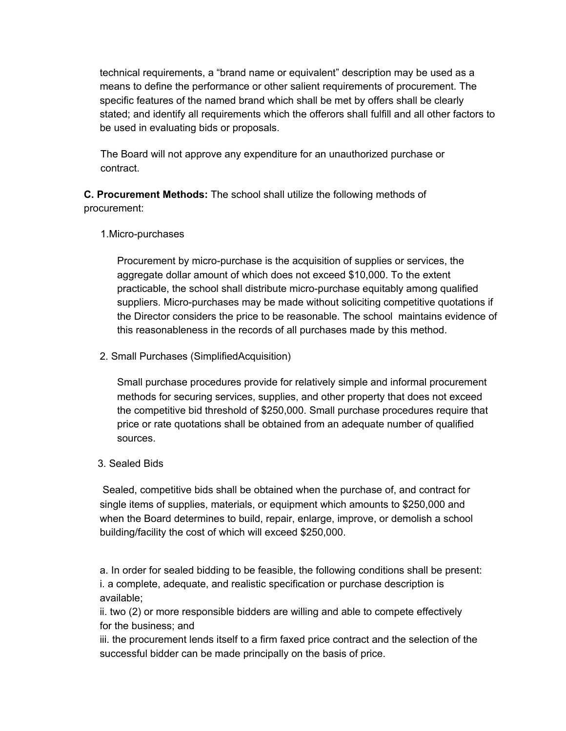technical requirements, a "brand name or equivalent" description may be used as a means to define the performance or other salient requirements of procurement. The specific features of the named brand which shall be met by offers shall be clearly stated; and identify all requirements which the offerors shall fulfill and all other factors to be used in evaluating bids or proposals.

The Board will not approve any expenditure for an unauthorized purchase or contract.

**C. Procurement Methods:** The school shall utilize the following methods of procurement:

1.Micro-purchases

Procurement by micro-purchase is the acquisition of supplies or services, the aggregate dollar amount of which does not exceed $10,000. To the extent practicable, the school shall distribute micro-purchase equitably among qualified suppliers. Micro-purchases may be made without soliciting competitive quotations if the Director considers the price to be reasonable. The school maintains evidence of this reasonableness in the records of all purchases made by this method.

2. Small Purchases (SimplifiedAcquisition)

Small purchase procedures provide for relatively simple and informal procurement methods for securing services, supplies, and other property that does not exceed the competitive bid threshold of $250,000. Small purchase procedures require that price or rate quotations shall be obtained from an adequate number of qualified sources.

3. Sealed Bids

Sealed, competitive bids shall be obtained when the purchase of, and contract for single items of supplies, materials, or equipment which amounts to $250,000 and when the Board determines to build, repair, enlarge, improve, or demolish a school building/facility the cost of which will exceed $250,000.

a. In order for sealed bidding to be feasible, the following conditions shall be present:
i. a complete, adequate, and realistic specification or purchase description is available;
ii. two (2) or more responsible bidders are willing and able to compete effectively for the business; and
iii. the procurement lends itself to a firm faxed price contract and the selection of the successful bidder can be made principally on the basis of price.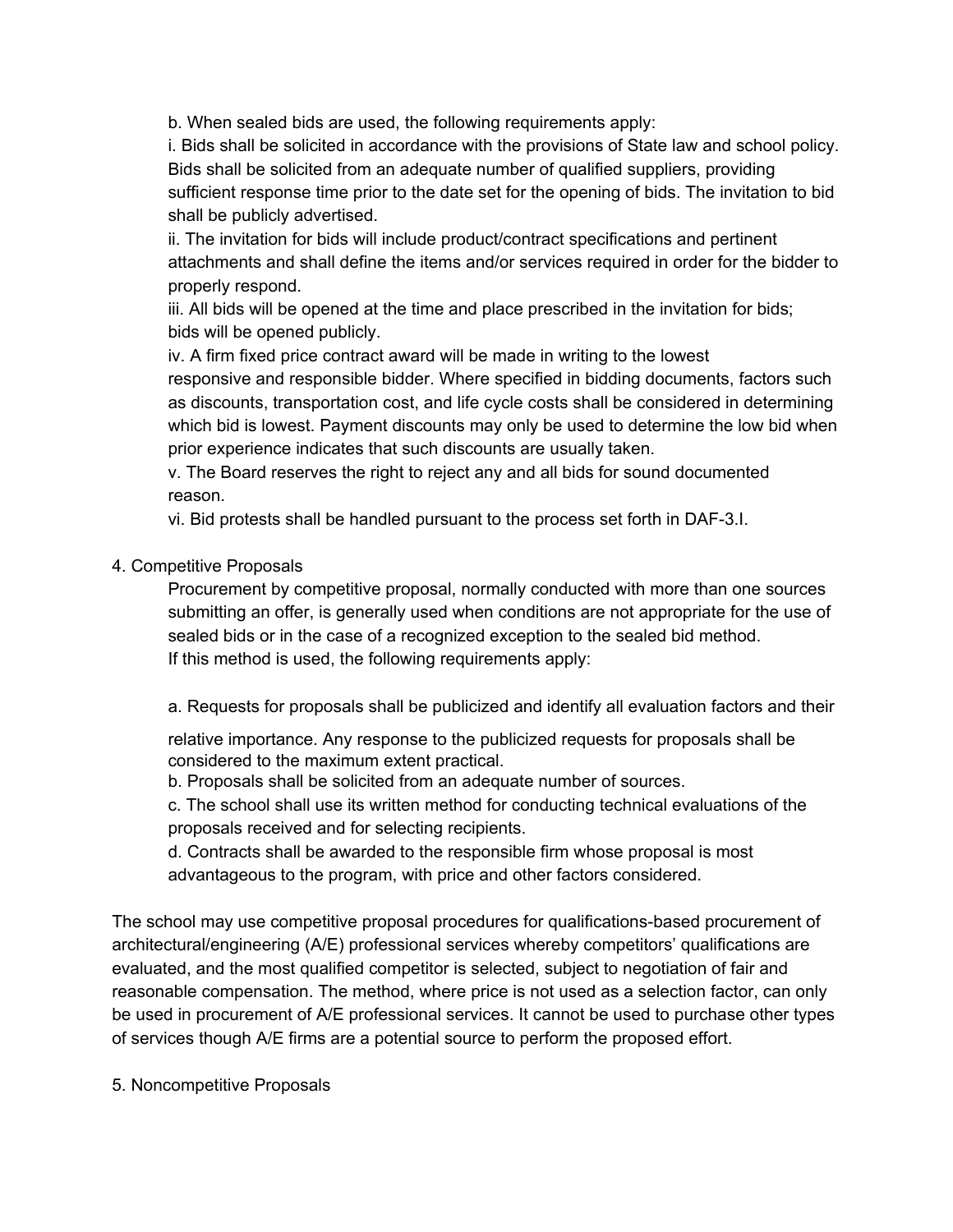b. When sealed bids are used, the following requirements apply:

i. Bids shall be solicited in accordance with the provisions of State law and school policy. Bids shall be solicited from an adequate number of qualified suppliers, providing sufficient response time prior to the date set for the opening of bids. The invitation to bid shall be publicly advertised.

ii. The invitation for bids will include product/contract specifications and pertinent attachments and shall define the items and/or services required in order for the bidder to properly respond.

iii. All bids will be opened at the time and place prescribed in the invitation for bids; bids will be opened publicly.

iv. A firm fixed price contract award will be made in writing to the lowest responsive and responsible bidder. Where specified in bidding documents, factors such as discounts, transportation cost, and life cycle costs shall be considered in determining which bid is lowest. Payment discounts may only be used to determine the low bid when prior experience indicates that such discounts are usually taken.

v. The Board reserves the right to reject any and all bids for sound documented reason.

vi. Bid protests shall be handled pursuant to the process set forth in DAF-3.I.

4. Competitive Proposals

Procurement by competitive proposal, normally conducted with more than one sources submitting an offer, is generally used when conditions are not appropriate for the use of sealed bids or in the case of a recognized exception to the sealed bid method. If this method is used, the following requirements apply:

a. Requests for proposals shall be publicized and identify all evaluation factors and their relative importance. Any response to the publicized requests for proposals shall be considered to the maximum extent practical.

b. Proposals shall be solicited from an adequate number of sources.

c. The school shall use its written method for conducting technical evaluations of the proposals received and for selecting recipients.

d. Contracts shall be awarded to the responsible firm whose proposal is most advantageous to the program, with price and other factors considered.

The school may use competitive proposal procedures for qualifications-based procurement of architectural/engineering (A/E) professional services whereby competitors' qualifications are evaluated, and the most qualified competitor is selected, subject to negotiation of fair and reasonable compensation. The method, where price is not used as a selection factor, can only be used in procurement of A/E professional services. It cannot be used to purchase other types of services though A/E firms are a potential source to perform the proposed effort.

5. Noncompetitive Proposals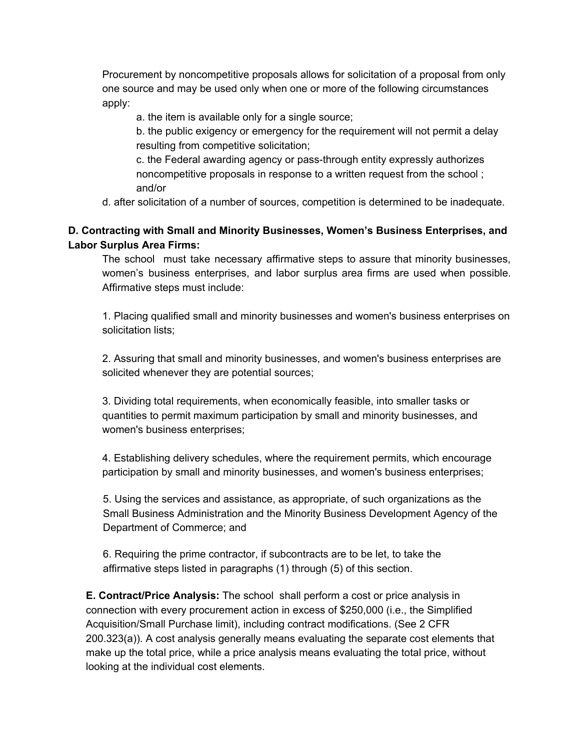Procurement by noncompetitive proposals allows for solicitation of a proposal from only one source and may be used only when one or more of the following circumstances apply:

a. the item is available only for a single source;

b. the public exigency or emergency for the requirement will not permit a delay resulting from competitive solicitation;

c. the Federal awarding agency or pass-through entity expressly authorizes noncompetitive proposals in response to a written request from the school ; and/or

d. after solicitation of a number of sources, competition is determined to be inadequate.

**D. Contracting with Small and Minority Businesses, Women's Business Enterprises, and Labor Surplus Area Firms:**

The school must take necessary affirmative steps to assure that minority businesses, women's business enterprises, and labor surplus area firms are used when possible. Affirmative steps must include:

1. Placing qualified small and minority businesses and women's business enterprises on solicitation lists;

2. Assuring that small and minority businesses, and women's business enterprises are solicited whenever they are potential sources;

3. Dividing total requirements, when economically feasible, into smaller tasks or quantities to permit maximum participation by small and minority businesses, and women's business enterprises;

4. Establishing delivery schedules, where the requirement permits, which encourage participation by small and minority businesses, and women's business enterprises;

5. Using the services and assistance, as appropriate, of such organizations as the Small Business Administration and the Minority Business Development Agency of the Department of Commerce; and

6. Requiring the prime contractor, if subcontracts are to be let, to take the affirmative steps listed in paragraphs (1) through (5) of this section.

**E. Contract/Price Analysis:** The school shall perform a cost or price analysis in connection with every procurement action in excess of $250,000 (i.e., the Simplified Acquisition/Small Purchase limit), including contract modifications. (See 2 CFR 200.323(a)). A cost analysis generally means evaluating the separate cost elements that make up the total price, while a price analysis means evaluating the total price, without looking at the individual cost elements.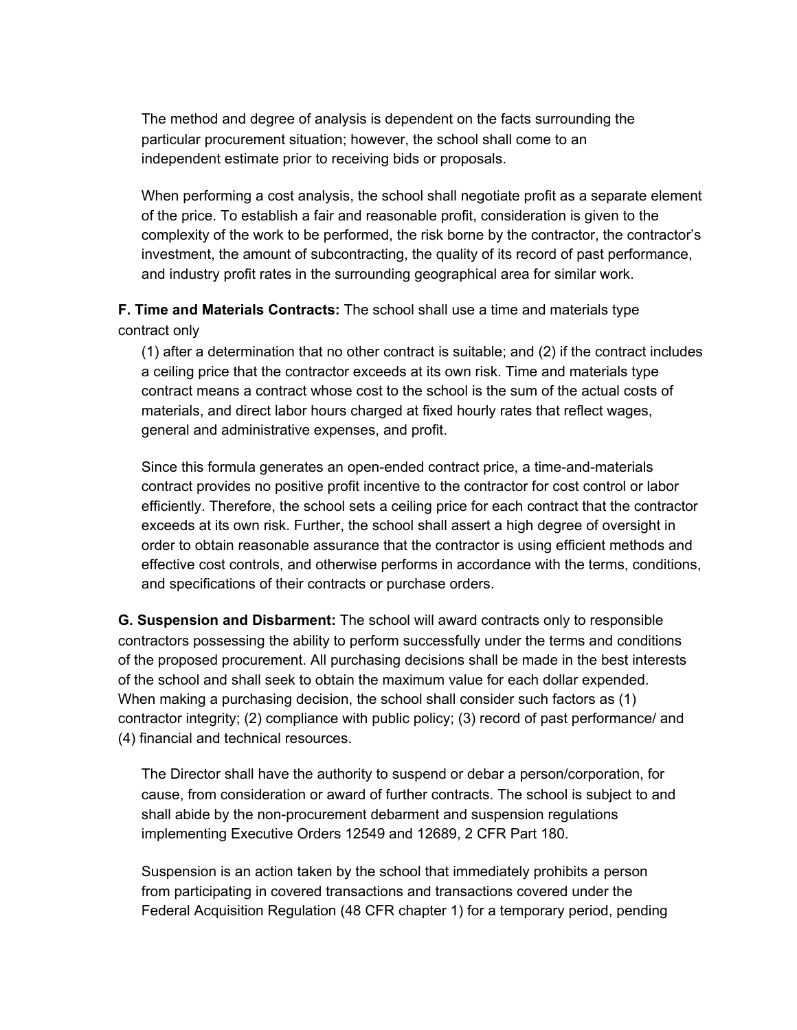The method and degree of analysis is dependent on the facts surrounding the particular procurement situation; however, the school shall come to an independent estimate prior to receiving bids or proposals.

When performing a cost analysis, the school shall negotiate profit as a separate element of the price. To establish a fair and reasonable profit, consideration is given to the complexity of the work to be performed, the risk borne by the contractor, the contractor's investment, the amount of subcontracting, the quality of its record of past performance, and industry profit rates in the surrounding geographical area for similar work.

**F. Time and Materials Contracts:** The school shall use a time and materials type contract only

(1) after a determination that no other contract is suitable; and (2) if the contract includes a ceiling price that the contractor exceeds at its own risk. Time and materials type contract means a contract whose cost to the school is the sum of the actual costs of materials, and direct labor hours charged at fixed hourly rates that reflect wages, general and administrative expenses, and profit.

Since this formula generates an open-ended contract price, a time-and-materials contract provides no positive profit incentive to the contractor for cost control or labor efficiently. Therefore, the school sets a ceiling price for each contract that the contractor exceeds at its own risk. Further, the school shall assert a high degree of oversight in order to obtain reasonable assurance that the contractor is using efficient methods and effective cost controls, and otherwise performs in accordance with the terms, conditions, and specifications of their contracts or purchase orders.

**G. Suspension and Disbarment:** The school will award contracts only to responsible contractors possessing the ability to perform successfully under the terms and conditions of the proposed procurement. All purchasing decisions shall be made in the best interests of the school and shall seek to obtain the maximum value for each dollar expended. When making a purchasing decision, the school shall consider such factors as (1) contractor integrity; (2) compliance with public policy; (3) record of past performance/ and (4) financial and technical resources.

The Director shall have the authority to suspend or debar a person/corporation, for cause, from consideration or award of further contracts. The school is subject to and shall abide by the non-procurement debarment and suspension regulations implementing Executive Orders 12549 and 12689, 2 CFR Part 180.

Suspension is an action taken by the school that immediately prohibits a person from participating in covered transactions and transactions covered under the Federal Acquisition Regulation (48 CFR chapter 1) for a temporary period, pending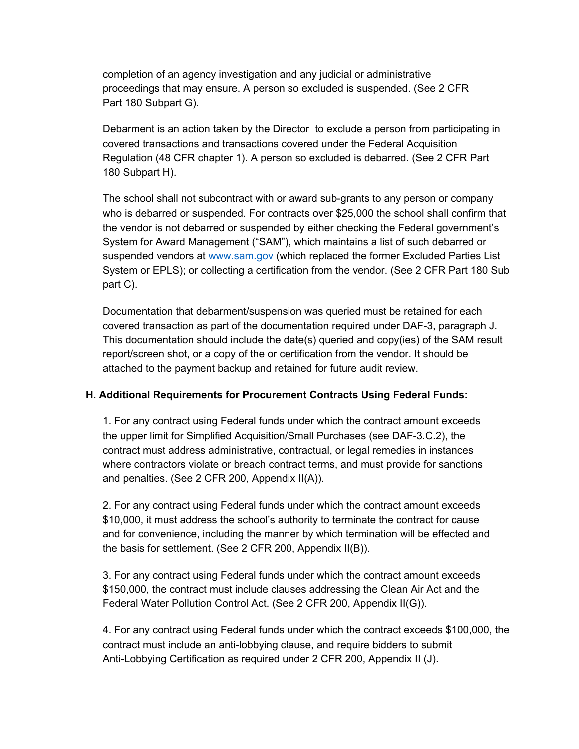completion of an agency investigation and any judicial or administrative proceedings that may ensure. A person so excluded is suspended. (See 2 CFR Part 180 Subpart G).

Debarment is an action taken by the Director to exclude a person from participating in covered transactions and transactions covered under the Federal Acquisition Regulation (48 CFR chapter 1). A person so excluded is debarred. (See 2 CFR Part 180 Subpart H).

The school shall not subcontract with or award sub-grants to any person or company who is debarred or suspended. For contracts over $25,000 the school shall confirm that the vendor is not debarred or suspended by either checking the Federal government's System for Award Management ("SAM"), which maintains a list of such debarred or suspended vendors at www.sam.gov (which replaced the former Excluded Parties List System or EPLS); or collecting a certification from the vendor. (See 2 CFR Part 180 Sub part C).

Documentation that debarment/suspension was queried must be retained for each covered transaction as part of the documentation required under DAF-3, paragraph J. This documentation should include the date(s) queried and copy(ies) of the SAM result report/screen shot, or a copy of the or certification from the vendor. It should be attached to the payment backup and retained for future audit review.

**H. Additional Requirements for Procurement Contracts Using Federal Funds:**

1. For any contract using Federal funds under which the contract amount exceeds the upper limit for Simplified Acquisition/Small Purchases (see DAF-3.C.2), the contract must address administrative, contractual, or legal remedies in instances where contractors violate or breach contract terms, and must provide for sanctions and penalties. (See 2 CFR 200, Appendix II(A)).

2. For any contract using Federal funds under which the contract amount exceeds $10,000, it must address the school's authority to terminate the contract for cause and for convenience, including the manner by which termination will be effected and the basis for settlement. (See 2 CFR 200, Appendix II(B)).

3. For any contract using Federal funds under which the contract amount exceeds $150,000, the contract must include clauses addressing the Clean Air Act and the Federal Water Pollution Control Act. (See 2 CFR 200, Appendix II(G)).

4. For any contract using Federal funds under which the contract exceeds $100,000, the contract must include an anti-lobbying clause, and require bidders to submit Anti-Lobbying Certification as required under 2 CFR 200, Appendix II (J).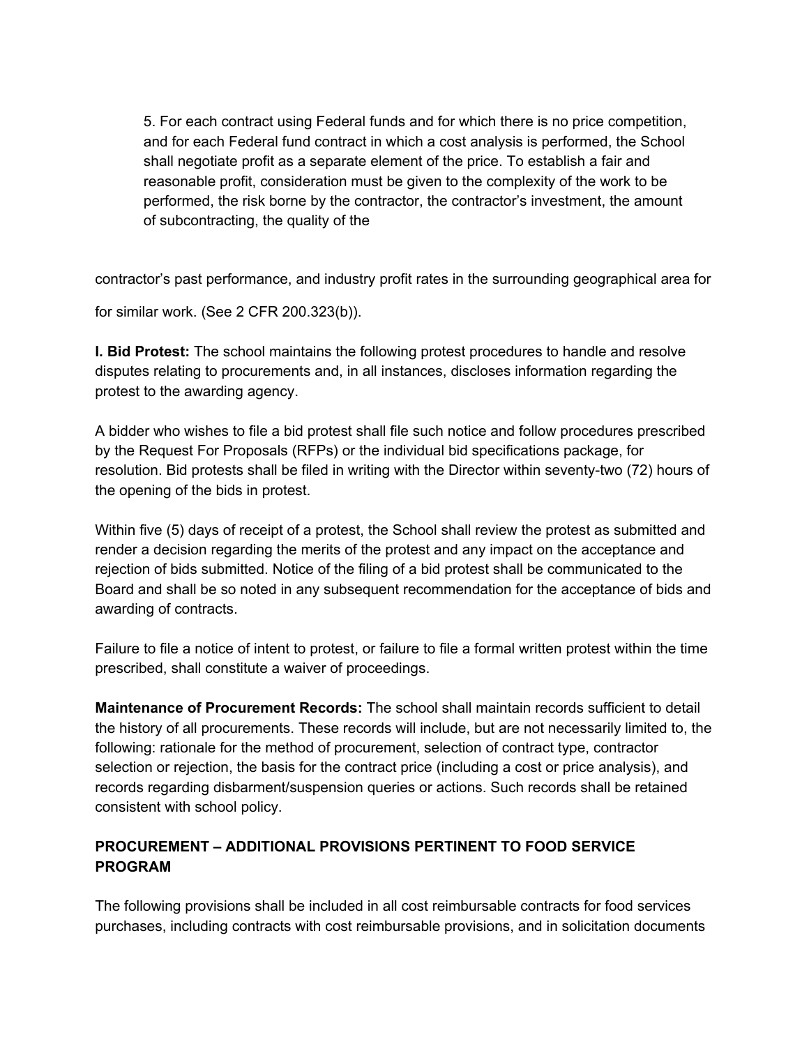5. For each contract using Federal funds and for which there is no price competition, and for each Federal fund contract in which a cost analysis is performed, the School shall negotiate profit as a separate element of the price. To establish a fair and reasonable profit, consideration must be given to the complexity of the work to be performed, the risk borne by the contractor, the contractor's investment, the amount of subcontracting, the quality of the

contractor's past performance, and industry profit rates in the surrounding geographical area for

for similar work. (See 2 CFR 200.323(b)).

**I. Bid Protest:** The school maintains the following protest procedures to handle and resolve disputes relating to procurements and, in all instances, discloses information regarding the protest to the awarding agency.

A bidder who wishes to file a bid protest shall file such notice and follow procedures prescribed by the Request For Proposals (RFPs) or the individual bid specifications package, for resolution. Bid protests shall be filed in writing with the Director within seventy-two (72) hours of the opening of the bids in protest.

Within five (5) days of receipt of a protest, the School shall review the protest as submitted and render a decision regarding the merits of the protest and any impact on the acceptance and rejection of bids submitted. Notice of the filing of a bid protest shall be communicated to the Board and shall be so noted in any subsequent recommendation for the acceptance of bids and awarding of contracts.

Failure to file a notice of intent to protest, or failure to file a formal written protest within the time prescribed, shall constitute a waiver of proceedings.

**Maintenance of Procurement Records:** The school shall maintain records sufficient to detail the history of all procurements. These records will include, but are not necessarily limited to, the following: rationale for the method of procurement, selection of contract type, contractor selection or rejection, the basis for the contract price (including a cost or price analysis), and records regarding disbarment/suspension queries or actions. Such records shall be retained consistent with school policy.

## PROCUREMENT – ADDITIONAL PROVISIONS PERTINENT TO FOOD SERVICE PROGRAM

The following provisions shall be included in all cost reimbursable contracts for food services purchases, including contracts with cost reimbursable provisions, and in solicitation documents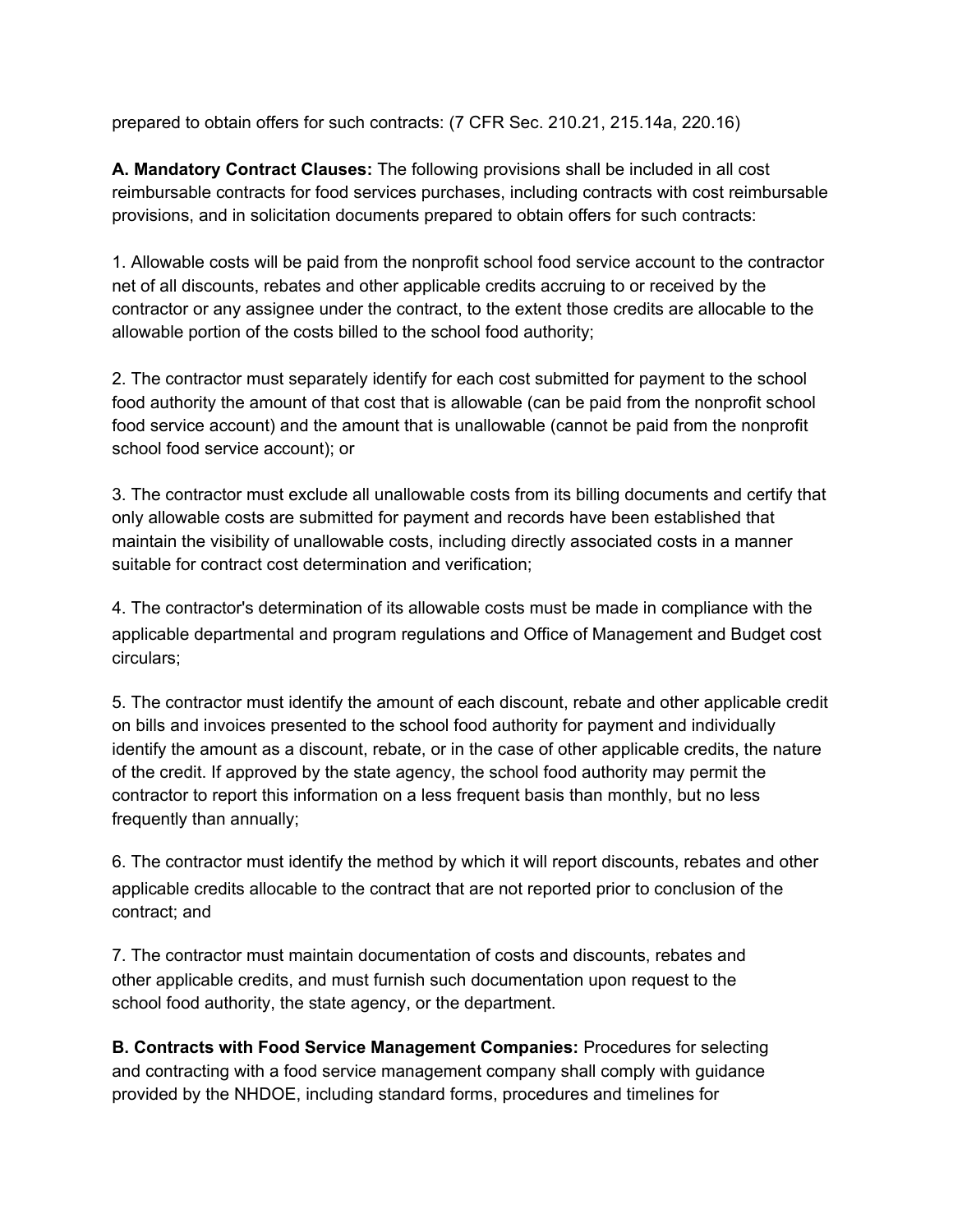prepared to obtain offers for such contracts: (7 CFR Sec. 210.21, 215.14a, 220.16)

**A. Mandatory Contract Clauses:** The following provisions shall be included in all cost reimbursable contracts for food services purchases, including contracts with cost reimbursable provisions, and in solicitation documents prepared to obtain offers for such contracts:

1. Allowable costs will be paid from the nonprofit school food service account to the contractor net of all discounts, rebates and other applicable credits accruing to or received by the contractor or any assignee under the contract, to the extent those credits are allocable to the allowable portion of the costs billed to the school food authority;

2. The contractor must separately identify for each cost submitted for payment to the school food authority the amount of that cost that is allowable (can be paid from the nonprofit school food service account) and the amount that is unallowable (cannot be paid from the nonprofit school food service account); or

3. The contractor must exclude all unallowable costs from its billing documents and certify that only allowable costs are submitted for payment and records have been established that maintain the visibility of unallowable costs, including directly associated costs in a manner suitable for contract cost determination and verification;

4. The contractor's determination of its allowable costs must be made in compliance with the applicable departmental and program regulations and Office of Management and Budget cost circulars;

5. The contractor must identify the amount of each discount, rebate and other applicable credit on bills and invoices presented to the school food authority for payment and individually identify the amount as a discount, rebate, or in the case of other applicable credits, the nature of the credit. If approved by the state agency, the school food authority may permit the contractor to report this information on a less frequent basis than monthly, but no less frequently than annually;

6. The contractor must identify the method by which it will report discounts, rebates and other applicable credits allocable to the contract that are not reported prior to conclusion of the contract; and

7. The contractor must maintain documentation of costs and discounts, rebates and other applicable credits, and must furnish such documentation upon request to the school food authority, the state agency, or the department.

**B. Contracts with Food Service Management Companies:** Procedures for selecting and contracting with a food service management company shall comply with guidance provided by the NHDOE, including standard forms, procedures and timelines for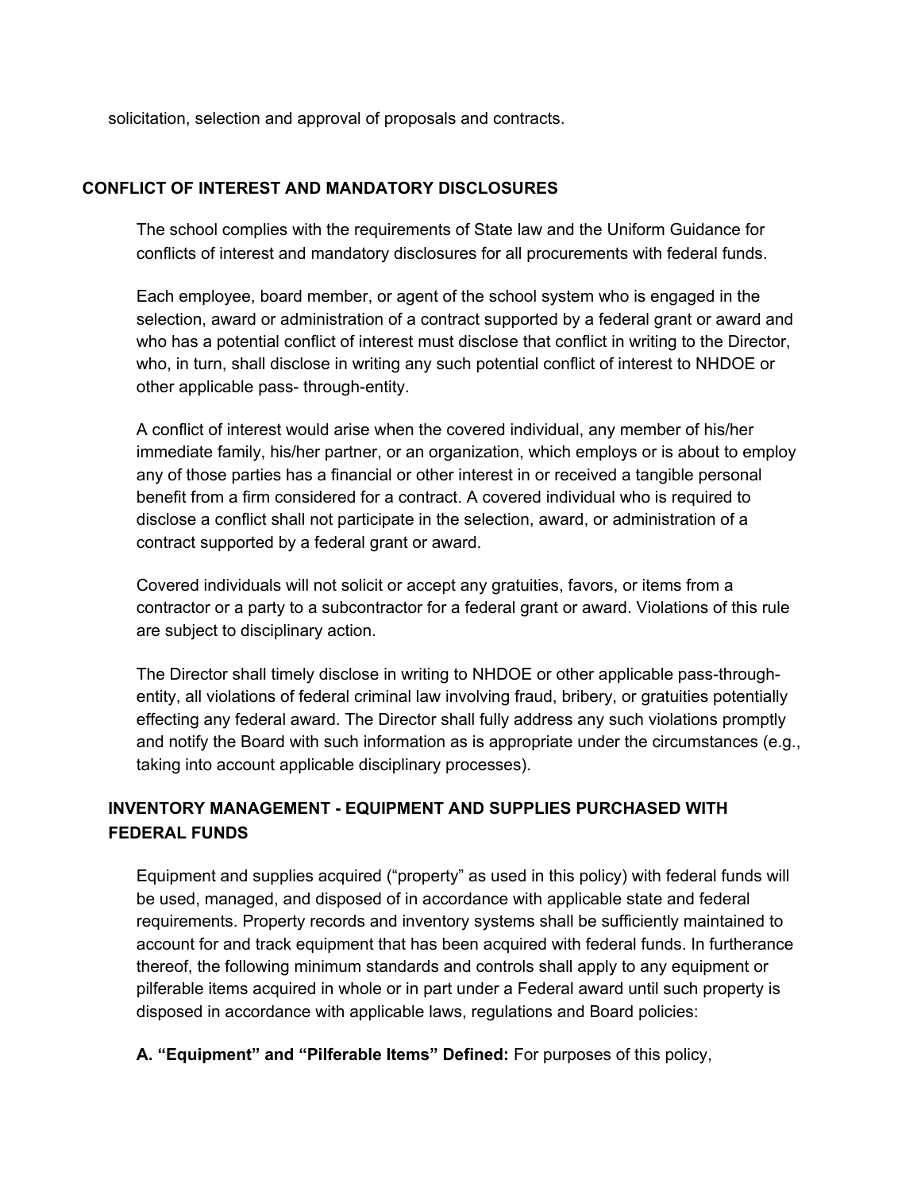solicitation, selection and approval of proposals and contracts.

## CONFLICT OF INTEREST AND MANDATORY DISCLOSURES

The school complies with the requirements of State law and the Uniform Guidance for conflicts of interest and mandatory disclosures for all procurements with federal funds.

Each employee, board member, or agent of the school system who is engaged in the selection, award or administration of a contract supported by a federal grant or award and who has a potential conflict of interest must disclose that conflict in writing to the Director, who, in turn, shall disclose in writing any such potential conflict of interest to NHDOE or other applicable pass- through-entity.

A conflict of interest would arise when the covered individual, any member of his/her immediate family, his/her partner, or an organization, which employs or is about to employ any of those parties has a financial or other interest in or received a tangible personal benefit from a firm considered for a contract. A covered individual who is required to disclose a conflict shall not participate in the selection, award, or administration of a contract supported by a federal grant or award.

Covered individuals will not solicit or accept any gratuities, favors, or items from a contractor or a party to a subcontractor for a federal grant or award. Violations of this rule are subject to disciplinary action.

The Director shall timely disclose in writing to NHDOE or other applicable pass-through-entity, all violations of federal criminal law involving fraud, bribery, or gratuities potentially effecting any federal award. The Director shall fully address any such violations promptly and notify the Board with such information as is appropriate under the circumstances (e.g., taking into account applicable disciplinary processes).

## INVENTORY MANAGEMENT - EQUIPMENT AND SUPPLIES PURCHASED WITH FEDERAL FUNDS

Equipment and supplies acquired ("property" as used in this policy) with federal funds will be used, managed, and disposed of in accordance with applicable state and federal requirements. Property records and inventory systems shall be sufficiently maintained to account for and track equipment that has been acquired with federal funds. In furtherance thereof, the following minimum standards and controls shall apply to any equipment or pilferable items acquired in whole or in part under a Federal award until such property is disposed in accordance with applicable laws, regulations and Board policies:

**A. "Equipment" and "Pilferable Items" Defined:** For purposes of this policy,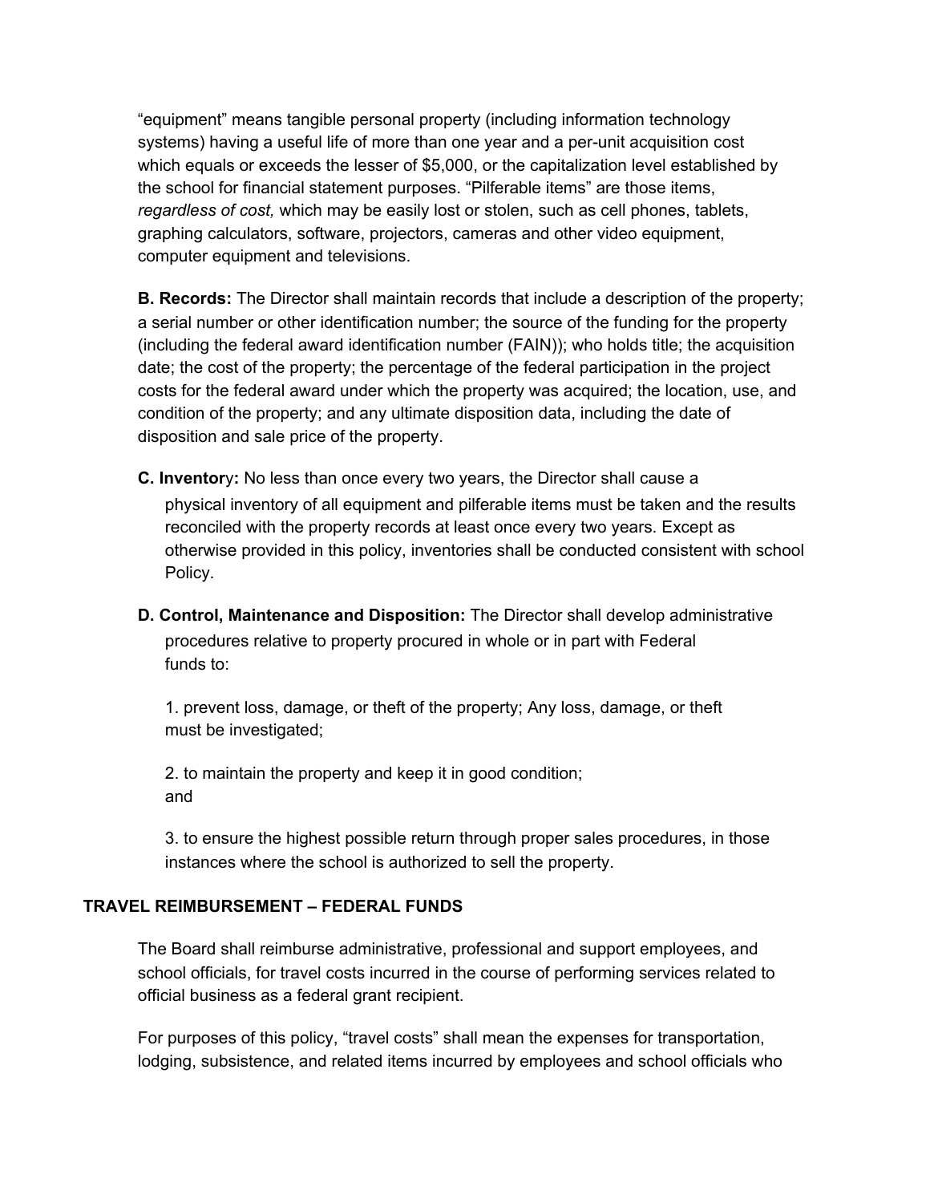"equipment" means tangible personal property (including information technology systems) having a useful life of more than one year and a per-unit acquisition cost which equals or exceeds the lesser of $5,000, or the capitalization level established by the school for financial statement purposes. "Pilferable items" are those items, *regardless of cost,* which may be easily lost or stolen, such as cell phones, tablets, graphing calculators, software, projectors, cameras and other video equipment, computer equipment and televisions.

**B. Records:** The Director shall maintain records that include a description of the property; a serial number or other identification number; the source of the funding for the property (including the federal award identification number (FAIN)); who holds title; the acquisition date; the cost of the property; the percentage of the federal participation in the project costs for the federal award under which the property was acquired; the location, use, and condition of the property; and any ultimate disposition data, including the date of disposition and sale price of the property.

**C. Inventory:** No less than once every two years, the Director shall cause a physical inventory of all equipment and pilferable items must be taken and the results reconciled with the property records at least once every two years. Except as otherwise provided in this policy, inventories shall be conducted consistent with school Policy.

**D. Control, Maintenance and Disposition:** The Director shall develop administrative procedures relative to property procured in whole or in part with Federal funds to:

1. prevent loss, damage, or theft of the property; Any loss, damage, or theft must be investigated;

2. to maintain the property and keep it in good condition; and

3. to ensure the highest possible return through proper sales procedures, in those instances where the school is authorized to sell the property.

## TRAVEL REIMBURSEMENT – FEDERAL FUNDS

The Board shall reimburse administrative, professional and support employees, and school officials, for travel costs incurred in the course of performing services related to official business as a federal grant recipient.

For purposes of this policy, "travel costs" shall mean the expenses for transportation, lodging, subsistence, and related items incurred by employees and school officials who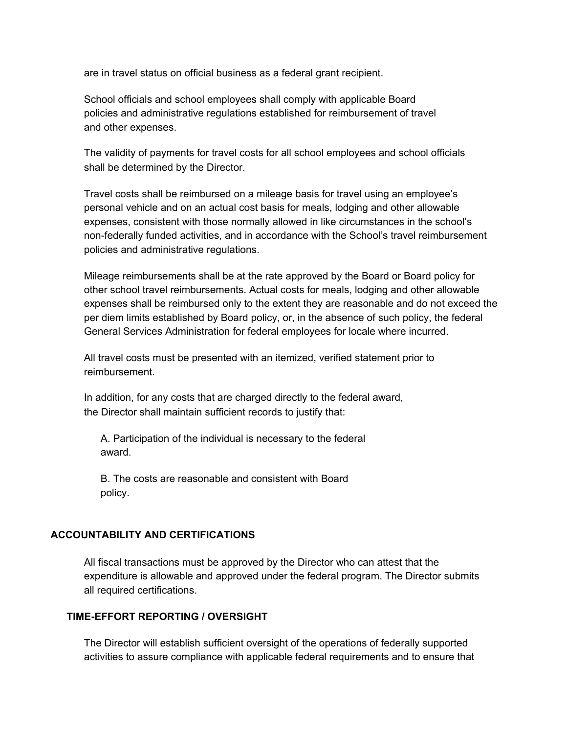are in travel status on official business as a federal grant recipient.

School officials and school employees shall comply with applicable Board policies and administrative regulations established for reimbursement of travel and other expenses.

The validity of payments for travel costs for all school employees and school officials shall be determined by the Director.

Travel costs shall be reimbursed on a mileage basis for travel using an employee's personal vehicle and on an actual cost basis for meals, lodging and other allowable expenses, consistent with those normally allowed in like circumstances in the school's non-federally funded activities, and in accordance with the School's travel reimbursement policies and administrative regulations.

Mileage reimbursements shall be at the rate approved by the Board or Board policy for other school travel reimbursements. Actual costs for meals, lodging and other allowable expenses shall be reimbursed only to the extent they are reasonable and do not exceed the per diem limits established by Board policy, or, in the absence of such policy, the federal General Services Administration for federal employees for locale where incurred.

All travel costs must be presented with an itemized, verified statement prior to reimbursement.

In addition, for any costs that are charged directly to the federal award, the Director shall maintain sufficient records to justify that:

A. Participation of the individual is necessary to the federal award.

B. The costs are reasonable and consistent with Board policy.

## ACCOUNTABILITY AND CERTIFICATIONS

All fiscal transactions must be approved by the Director who can attest that the expenditure is allowable and approved under the federal program. The Director submits all required certifications.

## TIME-EFFORT REPORTING / OVERSIGHT

The Director will establish sufficient oversight of the operations of federally supported activities to assure compliance with applicable federal requirements and to ensure that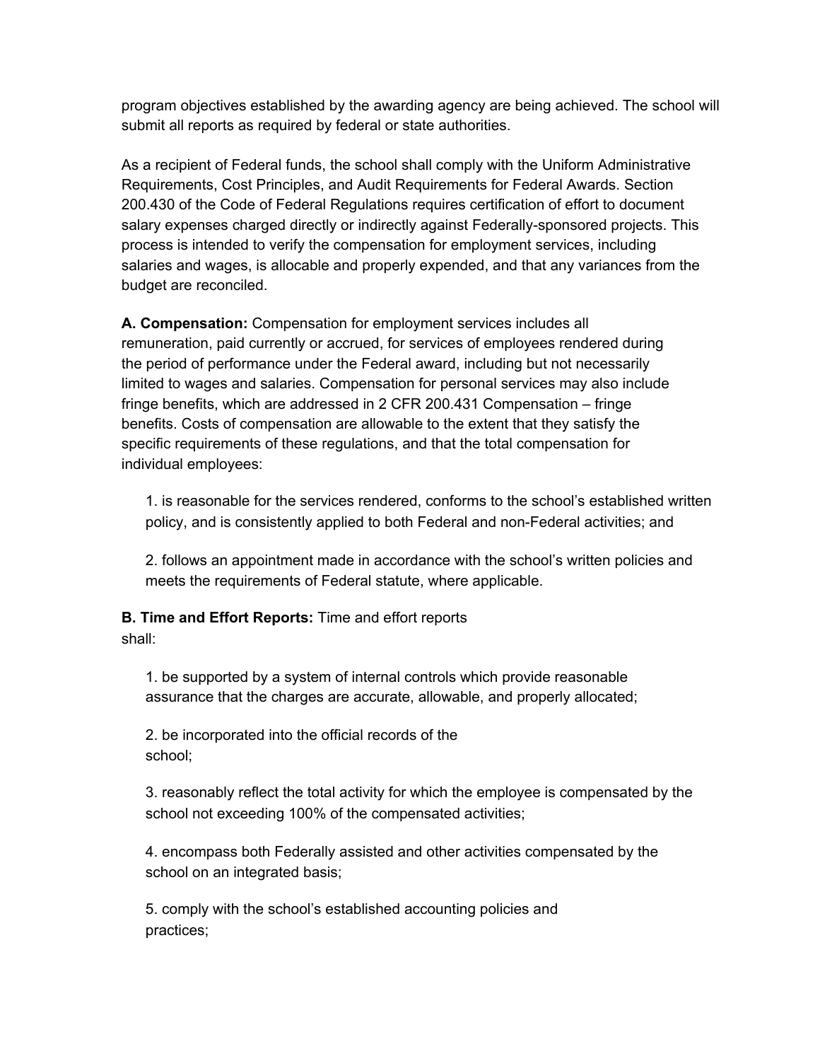program objectives established by the awarding agency are being achieved. The school will submit all reports as required by federal or state authorities.

As a recipient of Federal funds, the school shall comply with the Uniform Administrative Requirements, Cost Principles, and Audit Requirements for Federal Awards. Section 200.430 of the Code of Federal Regulations requires certification of effort to document salary expenses charged directly or indirectly against Federally-sponsored projects. This process is intended to verify the compensation for employment services, including salaries and wages, is allocable and properly expended, and that any variances from the budget are reconciled.

**A. Compensation:** Compensation for employment services includes all remuneration, paid currently or accrued, for services of employees rendered during the period of performance under the Federal award, including but not necessarily limited to wages and salaries. Compensation for personal services may also include fringe benefits, which are addressed in 2 CFR 200.431 Compensation – fringe benefits. Costs of compensation are allowable to the extent that they satisfy the specific requirements of these regulations, and that the total compensation for individual employees:

1. is reasonable for the services rendered, conforms to the school's established written policy, and is consistently applied to both Federal and non-Federal activities; and

2. follows an appointment made in accordance with the school's written policies and meets the requirements of Federal statute, where applicable.

**B. Time and Effort Reports:** Time and effort reports shall:

1. be supported by a system of internal controls which provide reasonable assurance that the charges are accurate, allowable, and properly allocated;

2. be incorporated into the official records of the school;

3. reasonably reflect the total activity for which the employee is compensated by the school not exceeding 100% of the compensated activities;

4. encompass both Federally assisted and other activities compensated by the school on an integrated basis;

5. comply with the school's established accounting policies and practices;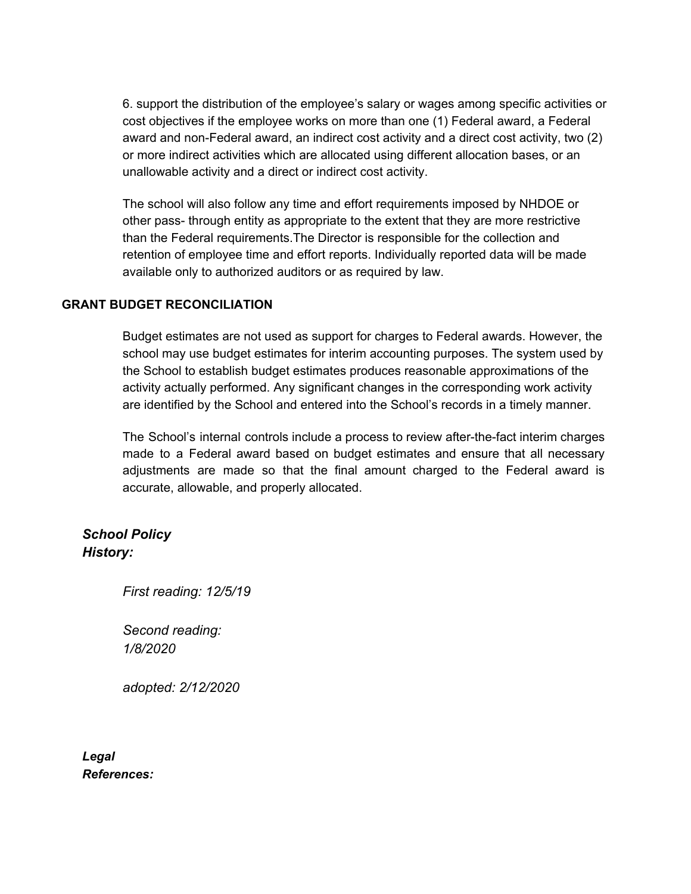6. support the distribution of the employee's salary or wages among specific activities or cost objectives if the employee works on more than one (1) Federal award, a Federal award and non-Federal award, an indirect cost activity and a direct cost activity, two (2) or more indirect activities which are allocated using different allocation bases, or an unallowable activity and a direct or indirect cost activity.

The school will also follow any time and effort requirements imposed by NHDOE or other pass- through entity as appropriate to the extent that they are more restrictive than the Federal requirements.The Director is responsible for the collection and retention of employee time and effort reports. Individually reported data will be made available only to authorized auditors or as required by law.

**GRANT BUDGET RECONCILIATION**

Budget estimates are not used as support for charges to Federal awards. However, the school may use budget estimates for interim accounting purposes. The system used by the School to establish budget estimates produces reasonable approximations of the activity actually performed. Any significant changes in the corresponding work activity are identified by the School and entered into the School's records in a timely manner.

The School's internal controls include a process to review after-the-fact interim charges made to a Federal award based on budget estimates and ensure that all necessary adjustments are made so that the final amount charged to the Federal award is accurate, allowable, and properly allocated.

***School Policy History:***

*First reading: 12/5/19*

*Second reading: 1/8/2020*

*adopted: 2/12/2020*

***Legal References:***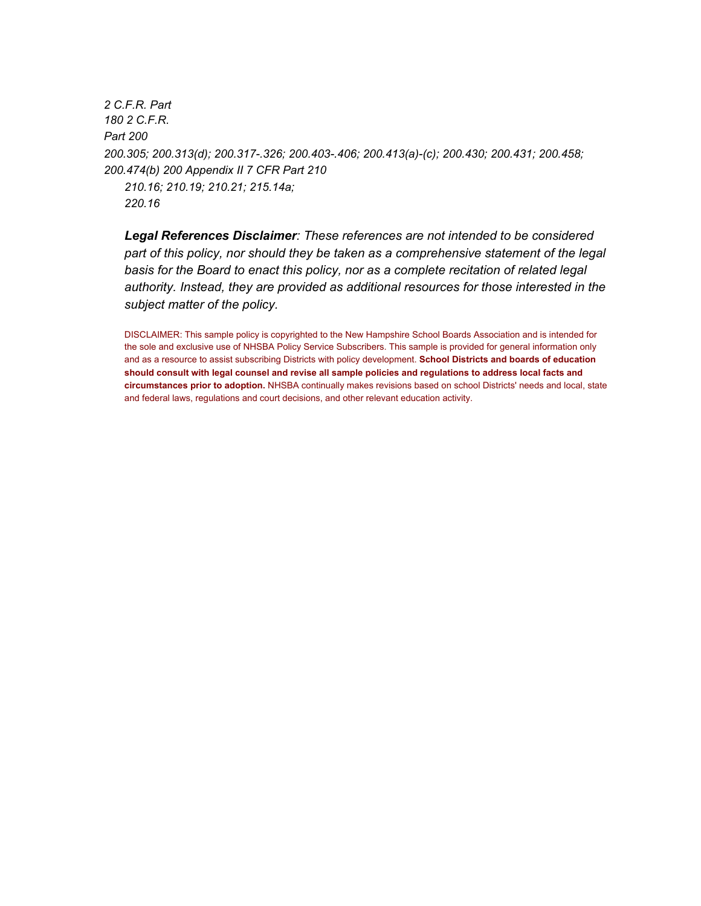*2 C.F.R. Part*
*180 2 C.F.R.*
*Part 200*
*200.305; 200.313(d); 200.317-.326; 200.403-.406; 200.413(a)-(c); 200.430; 200.431; 200.458; 200.474(b) 200 Appendix II 7 CFR Part 210*
*210.16; 210.19; 210.21; 215.14a;*
*220.16*

***Legal References Disclaimer****: These references are not intended to be considered part of this policy, nor should they be taken as a comprehensive statement of the legal basis for the Board to enact this policy, nor as a complete recitation of related legal authority. Instead, they are provided as additional resources for those interested in the subject matter of the policy.*

DISCLAIMER: This sample policy is copyrighted to the New Hampshire School Boards Association and is intended for the sole and exclusive use of NHSBA Policy Service Subscribers. This sample is provided for general information only and as a resource to assist subscribing Districts with policy development. **School Districts and boards of education should consult with legal counsel and revise all sample policies and regulations to address local facts and circumstances prior to adoption.** NHSBA continually makes revisions based on school Districts' needs and local, state and federal laws, regulations and court decisions, and other relevant education activity.